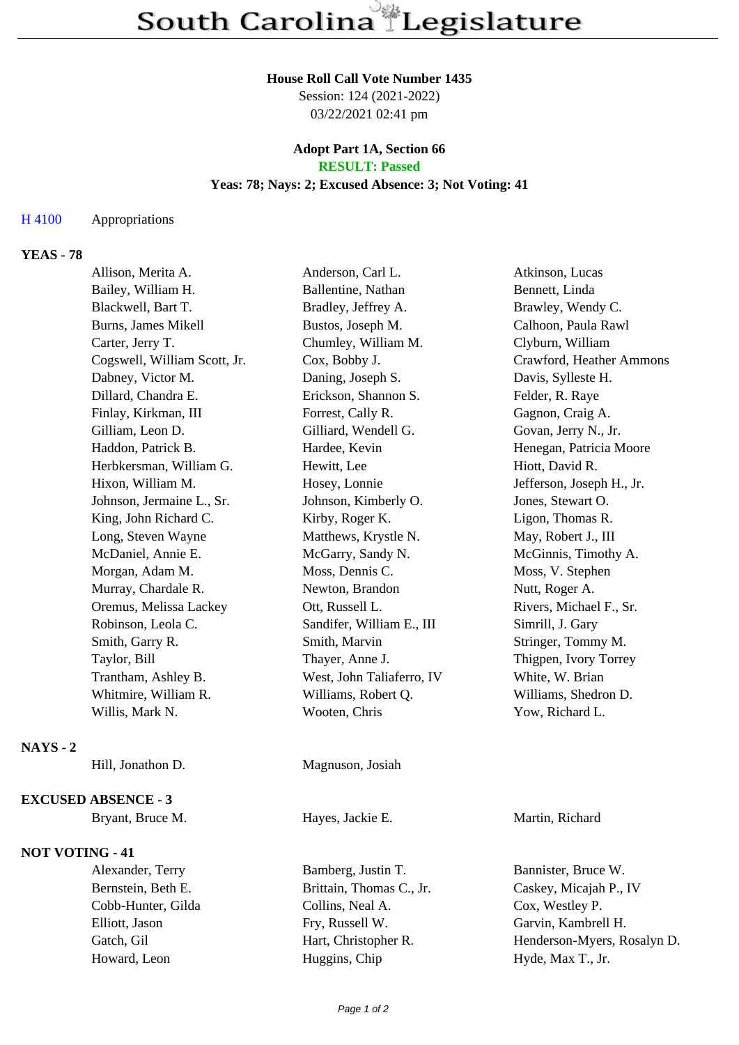# South Carolina Legislature

**House Roll Call Vote Number 1435**
Session: 124 (2021-2022)
03/22/2021 02:41 pm

**Adopt Part 1A, Section 66**
**RESULT: Passed**
**Yeas: 78; Nays: 2; Excused Absence: 3; Not Voting: 41**

H 4100 Appropriations

**YEAS - 78**

| | | |
|---|---|---|
| Allison, Merita A. | Anderson, Carl L. | Atkinson, Lucas |
| Bailey, William H. | Ballentine, Nathan | Bennett, Linda |
| Blackwell, Bart T. | Bradley, Jeffrey A. | Brawley, Wendy C. |
| Burns, James Mikell | Bustos, Joseph M. | Calhoon, Paula Rawl |
| Carter, Jerry T. | Chumley, William M. | Clyburn, William |
| Cogswell, William Scott, Jr. | Cox, Bobby J. | Crawford, Heather Ammons |
| Dabney, Victor M. | Daning, Joseph S. | Davis, Sylleste H. |
| Dillard, Chandra E. | Erickson, Shannon S. | Felder, R. Raye |
| Finlay, Kirkman, III | Forrest, Cally R. | Gagnon, Craig A. |
| Gilliam, Leon D. | Gilliard, Wendell G. | Govan, Jerry N., Jr. |
| Haddon, Patrick B. | Hardee, Kevin | Henegan, Patricia Moore |
| Herbkersman, William G. | Hewitt, Lee | Hiott, David R. |
| Hixon, William M. | Hosey, Lonnie | Jefferson, Joseph H., Jr. |
| Johnson, Jermaine L., Sr. | Johnson, Kimberly O. | Jones, Stewart O. |
| King, John Richard C. | Kirby, Roger K. | Ligon, Thomas R. |
| Long, Steven Wayne | Matthews, Krystle N. | May, Robert J., III |
| McDaniel, Annie E. | McGarry, Sandy N. | McGinnis, Timothy A. |
| Morgan, Adam M. | Moss, Dennis C. | Moss, V. Stephen |
| Murray, Chardale R. | Newton, Brandon | Nutt, Roger A. |
| Oremus, Melissa Lackey | Ott, Russell L. | Rivers, Michael F., Sr. |
| Robinson, Leola C. | Sandifer, William E., III | Simrill, J. Gary |
| Smith, Garry R. | Smith, Marvin | Stringer, Tommy M. |
| Taylor, Bill | Thayer, Anne J. | Thigpen, Ivory Torrey |
| Trantham, Ashley B. | West, John Taliaferro, IV | White, W. Brian |
| Whitmire, William R. | Williams, Robert Q. | Williams, Shedron D. |
| Willis, Mark N. | Wooten, Chris | Yow, Richard L. |

**NAYS - 2**

| | |
|---|---|
| Hill, Jonathon D. | Magnuson, Josiah |

**EXCUSED ABSENCE - 3**

| | | |
|---|---|---|
| Bryant, Bruce M. | Hayes, Jackie E. | Martin, Richard |

**NOT VOTING - 41**

| | | |
|---|---|---|
| Alexander, Terry | Bamberg, Justin T. | Bannister, Bruce W. |
| Bernstein, Beth E. | Brittain, Thomas C., Jr. | Caskey, Micajah P., IV |
| Cobb-Hunter, Gilda | Collins, Neal A. | Cox, Westley P. |
| Elliott, Jason | Fry, Russell W. | Garvin, Kambrell H. |
| Gatch, Gil | Hart, Christopher R. | Henderson-Myers, Rosalyn D. |
| Howard, Leon | Huggins, Chip | Hyde, Max T., Jr. |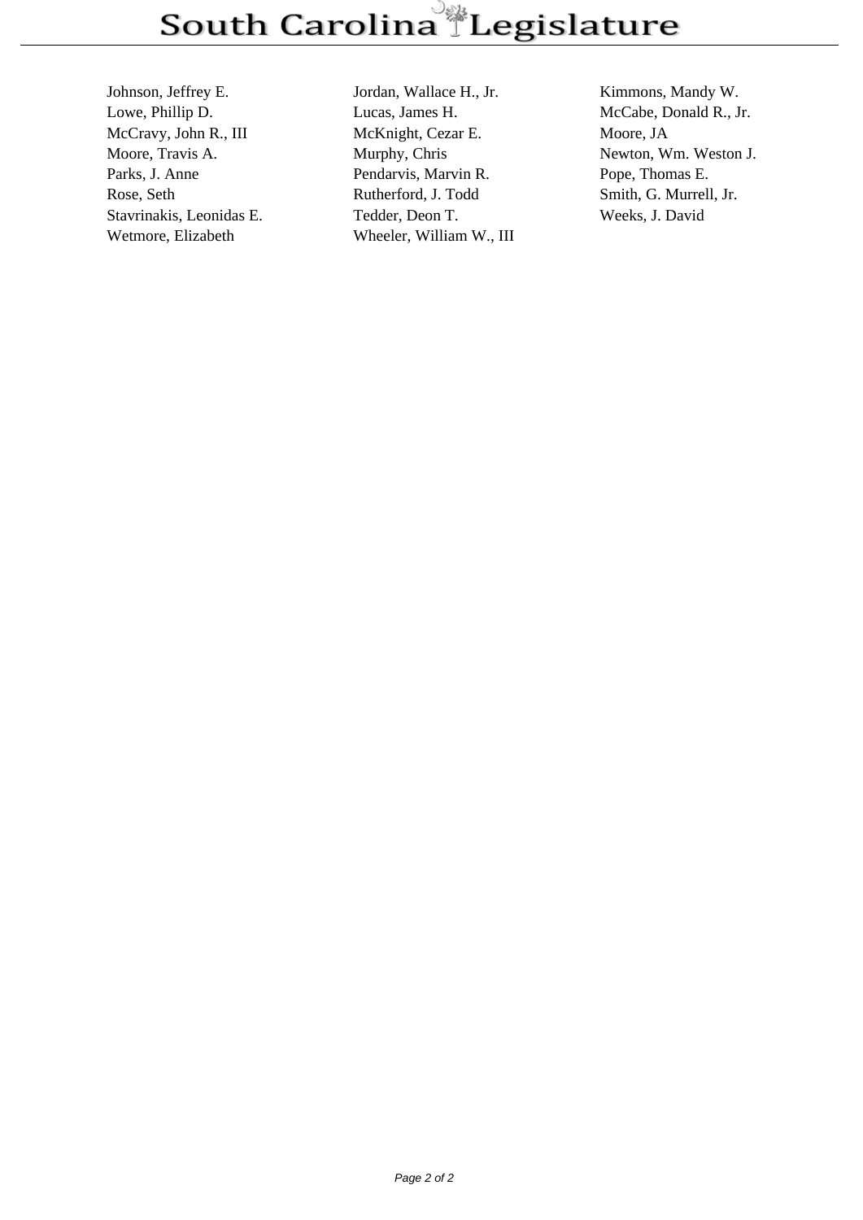Johnson, Jeffrey E.
Jordan, Wallace H., Jr.
Kimmons, Mandy W.
Lowe, Phillip D.
Lucas, James H.
McCabe, Donald R., Jr.
McCravy, John R., III
McKnight, Cezar E.
Moore, JA
Moore, Travis A.
Murphy, Chris
Newton, Wm. Weston J.
Parks, J. Anne
Pendarvis, Marvin R.
Pope, Thomas E.
Rose, Seth
Rutherford, J. Todd
Smith, G. Murrell, Jr.
Stavrinakis, Leonidas E.
Tedder, Deon T.
Weeks, J. David
Wetmore, Elizabeth
Wheeler, William W., III